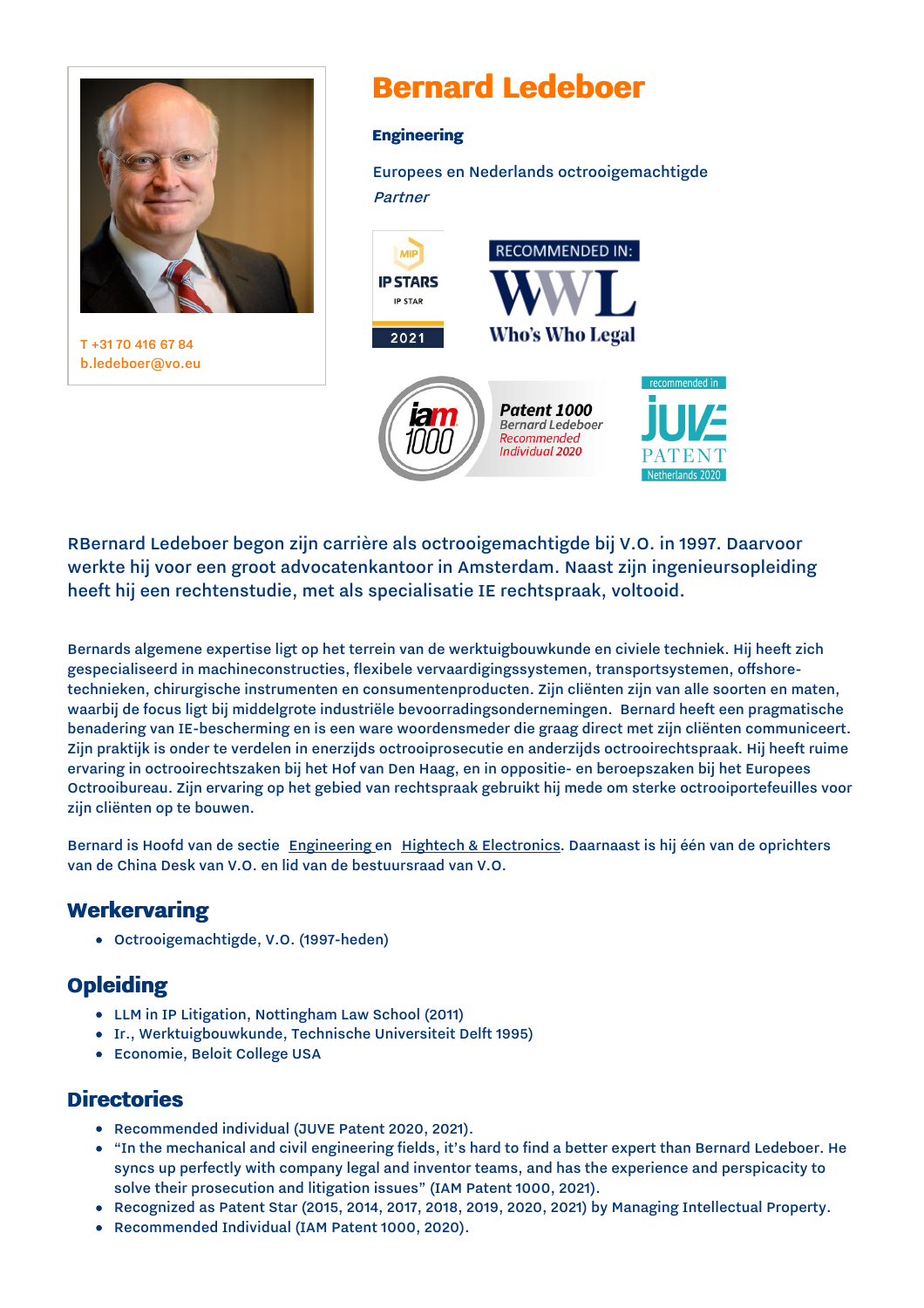# Bernard Ledeboer

**Engineering**

Europees en Nederlands octrooigemachtigde

*Partner*

T +31 70 416 67 84
b.ledeboer@vo.eu

RBernard Ledeboer begon zijn carrière als octrooigemachtigde bij V.O. in 1997. Daarvoor werkte hij voor een groot advocatenkantoor in Amsterdam. Naast zijn ingenieursopleiding heeft hij een rechtenstudie, met als specialisatie IE rechtspraak, voltooid.

Bernards algemene expertise ligt op het terrein van de werktuigbouwkunde en civiele techniek. Hij heeft zich gespecialiseerd in machineconstructies, flexibele vervaardigingssystemen, transportsystemen, offshore-technieken, chirurgische instrumenten en consumentenproducten. Zijn cliënten zijn van alle soorten en maten, waarbij de focus ligt bij middelgrote industriële bevoorradingsondernemingen. Bernard heeft een pragmatische benadering van IE-bescherming en is een ware woordensmeder die graag direct met zijn cliënten communiceert. Zijn praktijk is onder te verdelen in enerzijds octrooiprosecutie en anderzijds octrooirechtspraak. Hij heeft ruime ervaring in octrooirechtszaken bij het Hof van Den Haag, en in oppositie- en beroepszaken bij het Europees Octrooibureau. Zijn ervaring op het gebied van rechtspraak gebruikt hij mede om sterke octrooiportefeuilles voor zijn cliënten op te bouwen.

Bernard is Hoofd van de sectie Engineering en Hightech & Electronics. Daarnaast is hij één van de oprichters van de China Desk van V.O. en lid van de bestuursraad van V.O.

## Werkervaring

- Octrooigemachtigde, V.O. (1997-heden)

## Opleiding

- LLM in IP Litigation, Nottingham Law School (2011)
- Ir., Werktuigbouwkunde, Technische Universiteit Delft 1995)
- Economie, Beloit College USA

## Directories

- Recommended individual (JUVE Patent 2020, 2021).
- “In the mechanical and civil engineering fields, it’s hard to find a better expert than Bernard Ledeboer. He syncs up perfectly with company legal and inventor teams, and has the experience and perspicacity to solve their prosecution and litigation issues” (IAM Patent 1000, 2021).
- Recognized as Patent Star (2015, 2014, 2017, 2018, 2019, 2020, 2021) by Managing Intellectual Property.
- Recommended Individual (IAM Patent 1000, 2020).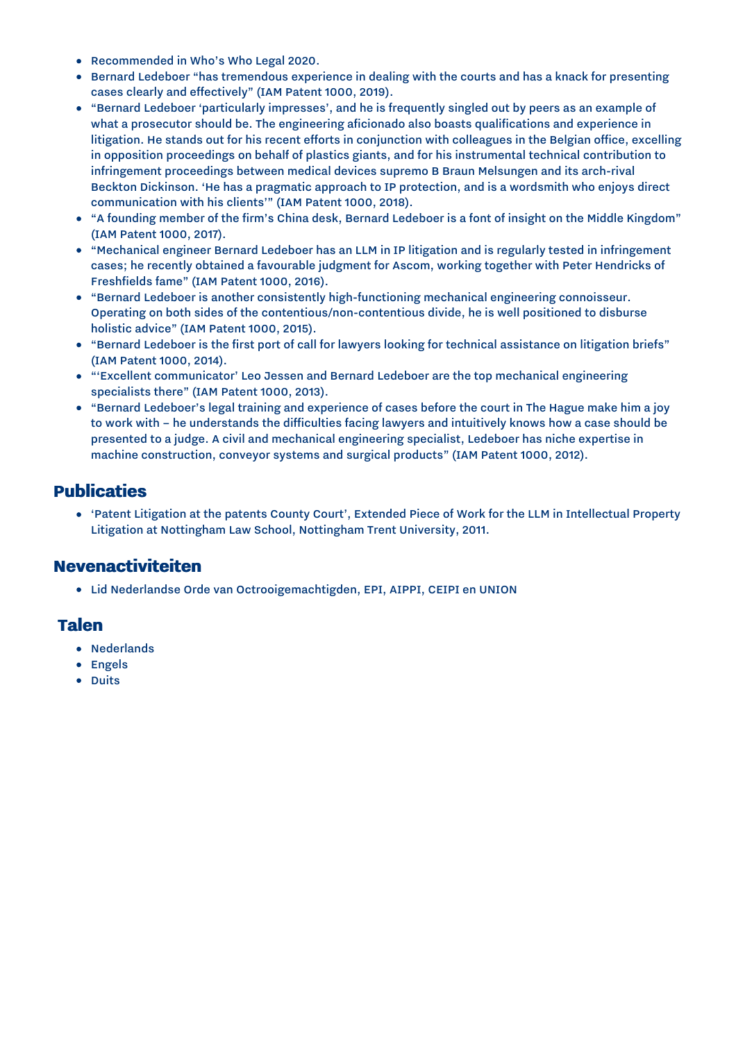- Recommended in Who's Who Legal 2020.
- Bernard Ledeboer "has tremendous experience in dealing with the courts and has a knack for presenting cases clearly and effectively" (IAM Patent 1000, 2019).
- "Bernard Ledeboer 'particularly impresses', and he is frequently singled out by peers as an example of what a prosecutor should be. The engineering aficionado also boasts qualifications and experience in litigation. He stands out for his recent efforts in conjunction with colleagues in the Belgian office, excelling in opposition proceedings on behalf of plastics giants, and for his instrumental technical contribution to infringement proceedings between medical devices supremo B Braun Melsungen and its arch-rival Beckton Dickinson. 'He has a pragmatic approach to IP protection, and is a wordsmith who enjoys direct communication with his clients'" (IAM Patent 1000, 2018).
- "A founding member of the firm's China desk, Bernard Ledeboer is a font of insight on the Middle Kingdom" (IAM Patent 1000, 2017).
- "Mechanical engineer Bernard Ledeboer has an LLM in IP litigation and is regularly tested in infringement cases; he recently obtained a favourable judgment for Ascom, working together with Peter Hendricks of Freshfields fame" (IAM Patent 1000, 2016).
- "Bernard Ledeboer is another consistently high-functioning mechanical engineering connoisseur. Operating on both sides of the contentious/non-contentious divide, he is well positioned to disburse holistic advice" (IAM Patent 1000, 2015).
- "Bernard Ledeboer is the first port of call for lawyers looking for technical assistance on litigation briefs" (IAM Patent 1000, 2014).
- "'Excellent communicator' Leo Jessen and Bernard Ledeboer are the top mechanical engineering specialists there" (IAM Patent 1000, 2013).
- "Bernard Ledeboer's legal training and experience of cases before the court in The Hague make him a joy to work with – he understands the difficulties facing lawyers and intuitively knows how a case should be presented to a judge. A civil and mechanical engineering specialist, Ledeboer has niche expertise in machine construction, conveyor systems and surgical products" (IAM Patent 1000, 2012).

## Publicaties

- 'Patent Litigation at the patents County Court', Extended Piece of Work for the LLM in Intellectual Property Litigation at Nottingham Law School, Nottingham Trent University, 2011.

## Nevenactiviteiten

- Lid Nederlandse Orde van Octrooigemachtigden, EPI, AIPPI, CEIPI en UNION

## Talen

- Nederlands
- Engels
- Duits